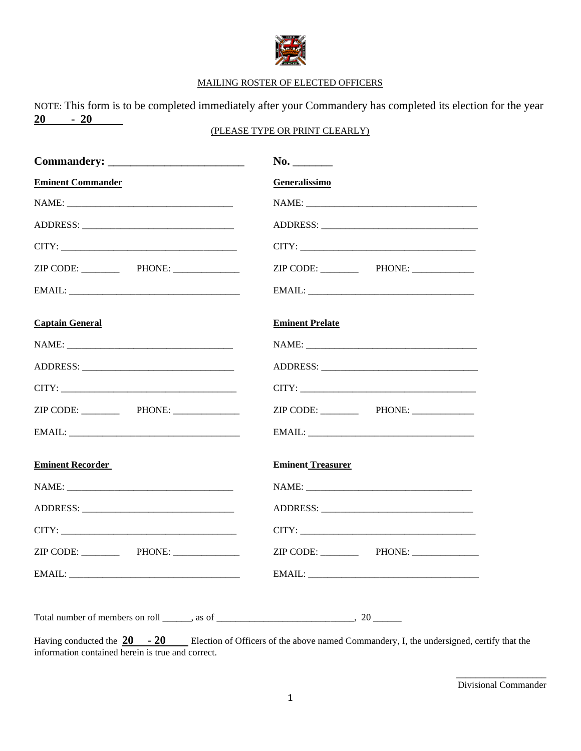MAILING ROSTER OF ELECTED OFFICERS

NOTE: This form is to be completed immediately after your Commandery has completed its election for the year **20 - 20**

(PLEASE TYPE OR PRINT CLEARLY)

**Commandery: ________________________** **No. _______**

**Eminent Commander**

NAME: ___________________________________

ADDRESS: ________________________________

CITY: _____________________________________

ZIP CODE: ________ PHONE: ______________

EMAIL: ____________________________________

**Generalissimo**

NAME: ___________________________________

ADDRESS: ________________________________

CITY: _____________________________________

ZIP CODE: ________ PHONE: ______________

EMAIL: ____________________________________

**Captain General**

NAME: ___________________________________

ADDRESS: ________________________________

CITY: _____________________________________

ZIP CODE: ________ PHONE: ______________

EMAIL: ____________________________________

**Eminent Prelate**

NAME: ___________________________________

ADDRESS: ________________________________

CITY: _____________________________________

ZIP CODE: ________ PHONE: ______________

EMAIL: ____________________________________

**Eminent Recorder**

NAME: ___________________________________

ADDRESS: ________________________________

CITY: _____________________________________

ZIP CODE: ________ PHONE: ______________

EMAIL: ____________________________________

**Eminent Treasurer**

NAME: ___________________________________

ADDRESS: ________________________________

CITY: _____________________________________

ZIP CODE: ________ PHONE: ______________

EMAIL: ____________________________________

Total number of members on roll ______, as of _____________________________, 20 ______

Having conducted the **20 - 20** Election of Officers of the above named Commandery, I, the undersigned, certify that the information contained herein is true and correct.

___________________

Divisional Commander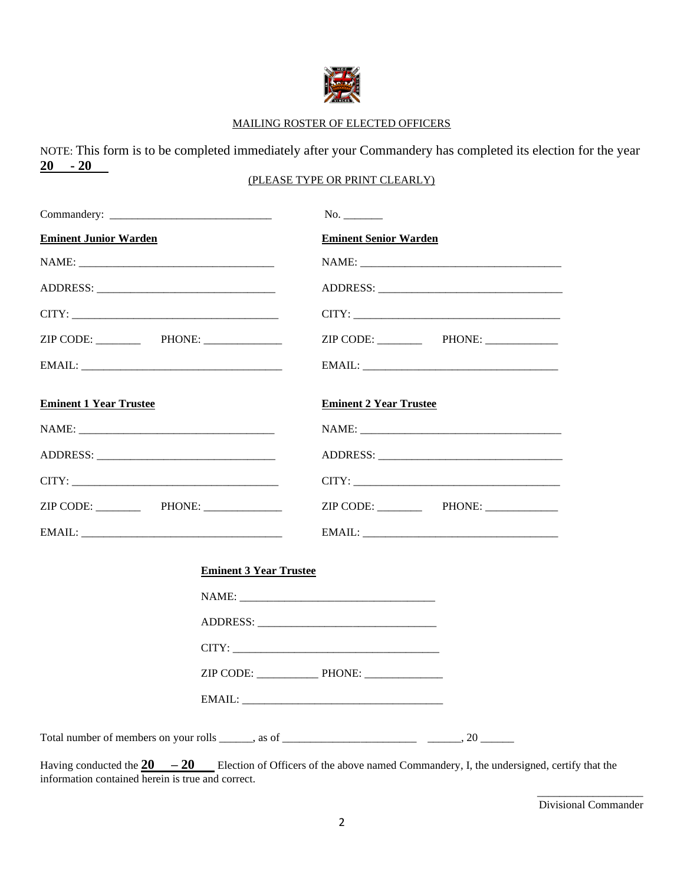MAILING ROSTER OF ELECTED OFFICERS

NOTE: This form is to be completed immediately after your Commandery has completed its election for the year **20 - 20**

(PLEASE TYPE OR PRINT CLEARLY)

Commandery: ______________________________ No. _______

**Eminent Junior Warden**

NAME: ___________________________________

ADDRESS: ________________________________

CITY: _____________________________________

ZIP CODE: ________ PHONE: ______________

EMAIL: ____________________________________

**Eminent Senior Warden**

NAME: ___________________________________

ADDRESS: ________________________________

CITY: _____________________________________

ZIP CODE: ________ PHONE: _____________

EMAIL: ___________________________________

**Eminent 1 Year Trustee**

NAME: ___________________________________

ADDRESS: ________________________________

CITY: _____________________________________

ZIP CODE: ________ PHONE: ______________

EMAIL: ____________________________________

**Eminent 2 Year Trustee**

NAME: ___________________________________

ADDRESS: ________________________________

CITY: _____________________________________

ZIP CODE: ________ PHONE: _____________

EMAIL: ___________________________________

**Eminent 3 Year Trustee**

NAME: __________________________________

ADDRESS: _______________________________

CITY: ____________________________________

ZIP CODE: ___________ PHONE: ______________

EMAIL: ___________________________________

Total number of members on your rolls ______, as of ________________________ ______, 20 ______

Having conducted the **20 – 20** Election of Officers of the above named Commandery, I, the undersigned, certify that the information contained herein is true and correct.

___________________

Divisional Commander